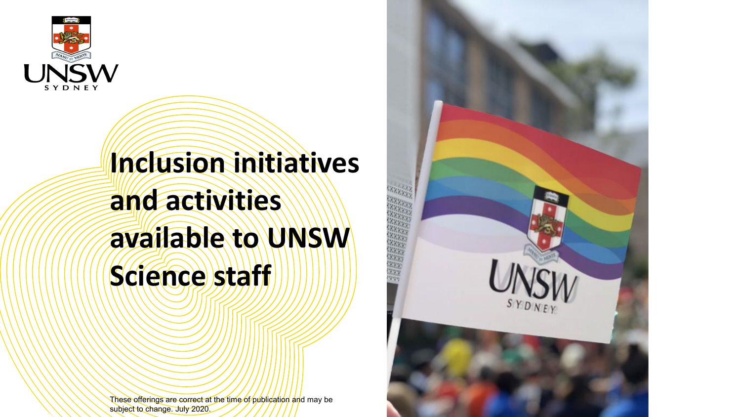# Inclusion initiatives and activities available to UNSW Science staff

These offerings are correct at the time of publication and may be subject to change. July 2020.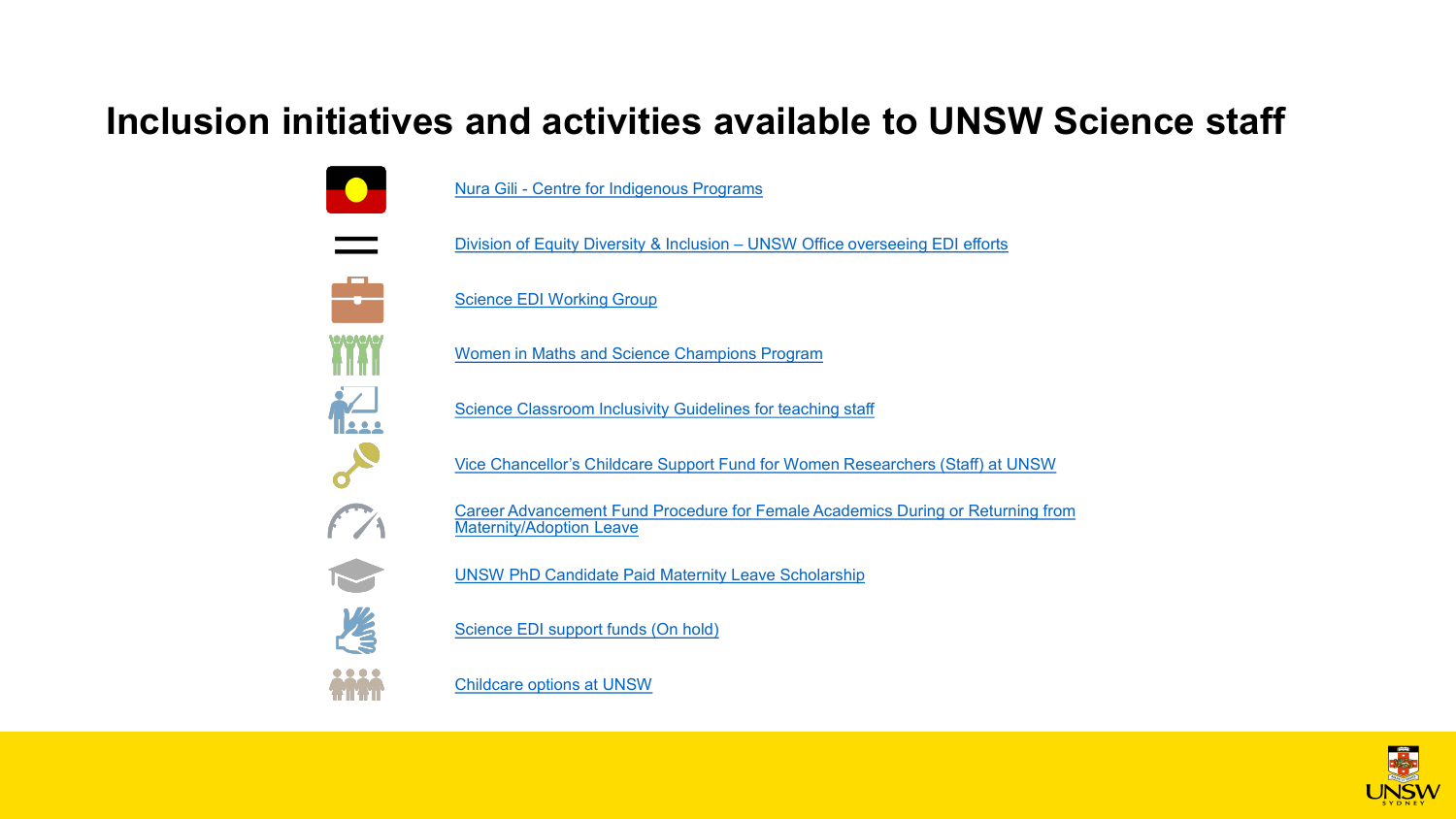# Inclusion initiatives and activities available to UNSW Science staff

- Nura Gili - Centre for Indigenous Programs
- Division of Equity Diversity & Inclusion – UNSW Office overseeing EDI efforts
- Science EDI Working Group
- Women in Maths and Science Champions Program
- Science Classroom Inclusivity Guidelines for teaching staff
- Vice Chancellor's Childcare Support Fund for Women Researchers (Staff) at UNSW
- Career Advancement Fund Procedure for Female Academics During or Returning from Maternity/Adoption Leave
- UNSW PhD Candidate Paid Maternity Leave Scholarship
- Science EDI support funds (On hold)
- Childcare options at UNSW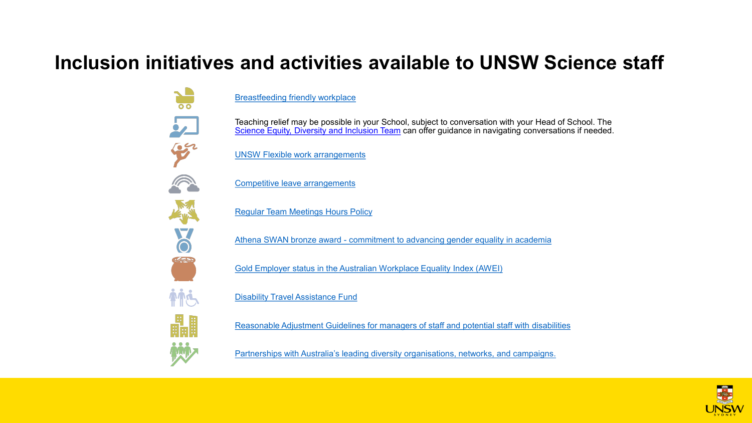# Inclusion initiatives and activities available to UNSW Science staff

- Breastfeeding friendly workplace
- Teaching relief may be possible in your School, subject to conversation with your Head of School. The Science Equity, Diversity and Inclusion Team can offer guidance in navigating conversations if needed.
- UNSW Flexible work arrangements
- Competitive leave arrangements
- Regular Team Meetings Hours Policy
- Athena SWAN bronze award - commitment to advancing gender equality in academia
- Gold Employer status in the Australian Workplace Equality Index (AWEI)
- Disability Travel Assistance Fund
- Reasonable Adjustment Guidelines for managers of staff and potential staff with disabilities
- Partnerships with Australia's leading diversity organisations, networks, and campaigns.